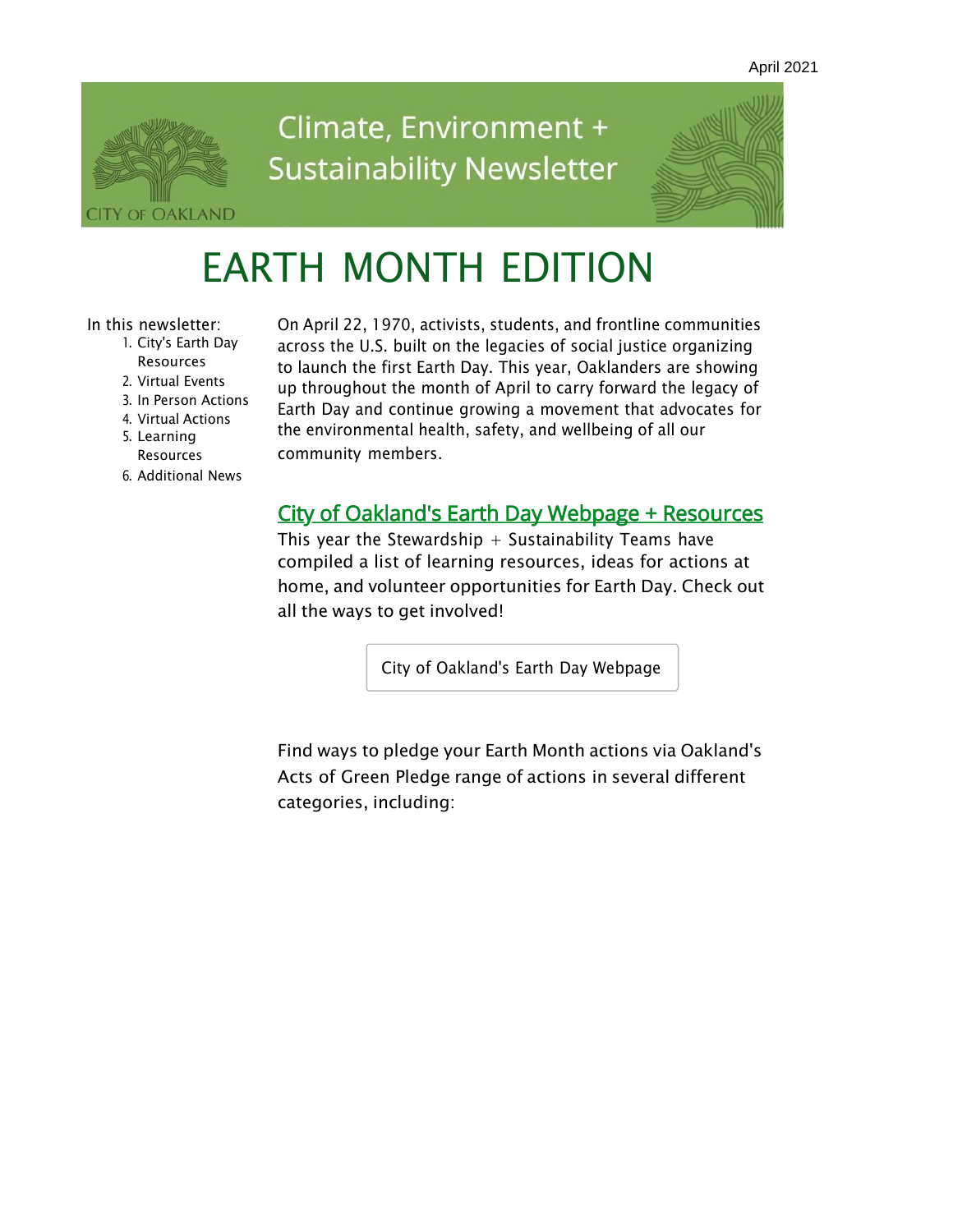April 2021

Climate, Environment + Sustainability Newsletter

CITY OF OAKLAND

# EARTH MONTH EDITION

In this newsletter:

1. City's Earth Day Resources
2. Virtual Events
3. In Person Actions
4. Virtual Actions
5. Learning Resources
6. Additional News

On April 22, 1970, activists, students, and frontline communities across the U.S. built on the legacies of social justice organizing to launch the first Earth Day. This year, Oaklanders are showing up throughout the month of April to carry forward the legacy of Earth Day and continue growing a movement that advocates for the environmental health, safety, and wellbeing of all our community members.

## City of Oakland's Earth Day Webpage + Resources

This year the Stewardship + Sustainability Teams have compiled a list of learning resources, ideas for actions at home, and volunteer opportunities for Earth Day. Check out all the ways to get involved!

City of Oakland's Earth Day Webpage

Find ways to pledge your Earth Month actions via Oakland's Acts of Green Pledge range of actions in several different categories, including: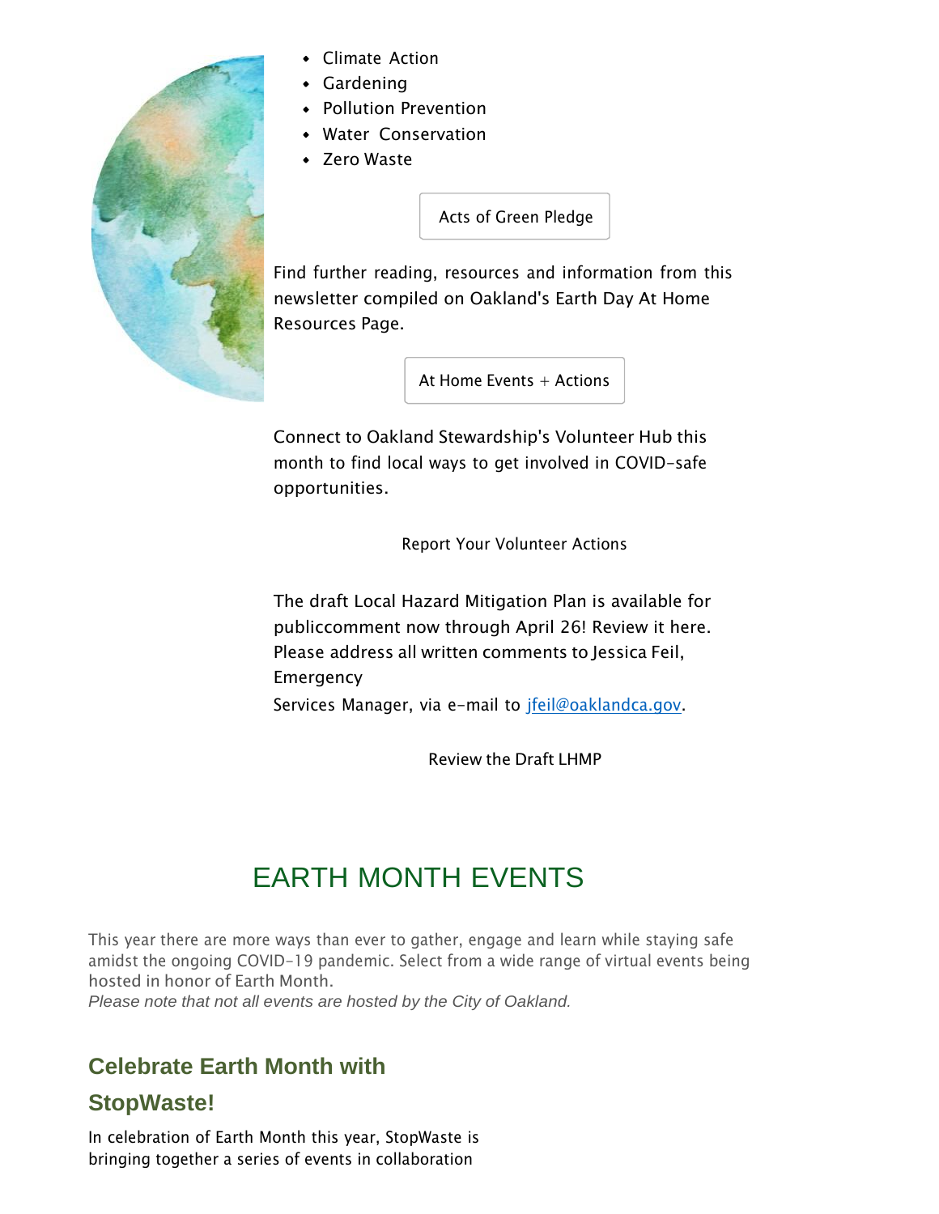- Climate Action
- Gardening
- Pollution Prevention
- Water Conservation
- Zero Waste

Acts of Green Pledge

Find further reading, resources and information from this newsletter compiled on Oakland's Earth Day At Home Resources Page.

At Home Events + Actions

Connect to Oakland Stewardship's Volunteer Hub this month to find local ways to get involved in COVID-safe opportunities.

Report Your Volunteer Actions

The draft Local Hazard Mitigation Plan is available for publiccomment now through April 26! Review it here. Please address all written comments to Jessica Feil, Emergency Services Manager, via e-mail to jfeil@oaklandca.gov.

Review the Draft LHMP

## EARTH MONTH EVENTS

This year there are more ways than ever to gather, engage and learn while staying safe amidst the ongoing COVID-19 pandemic. Select from a wide range of virtual events being hosted in honor of Earth Month.

*Please note that not all events are hosted by the City of Oakland.*

### Celebrate Earth Month with StopWaste!

In celebration of Earth Month this year, StopWaste is bringing together a series of events in collaboration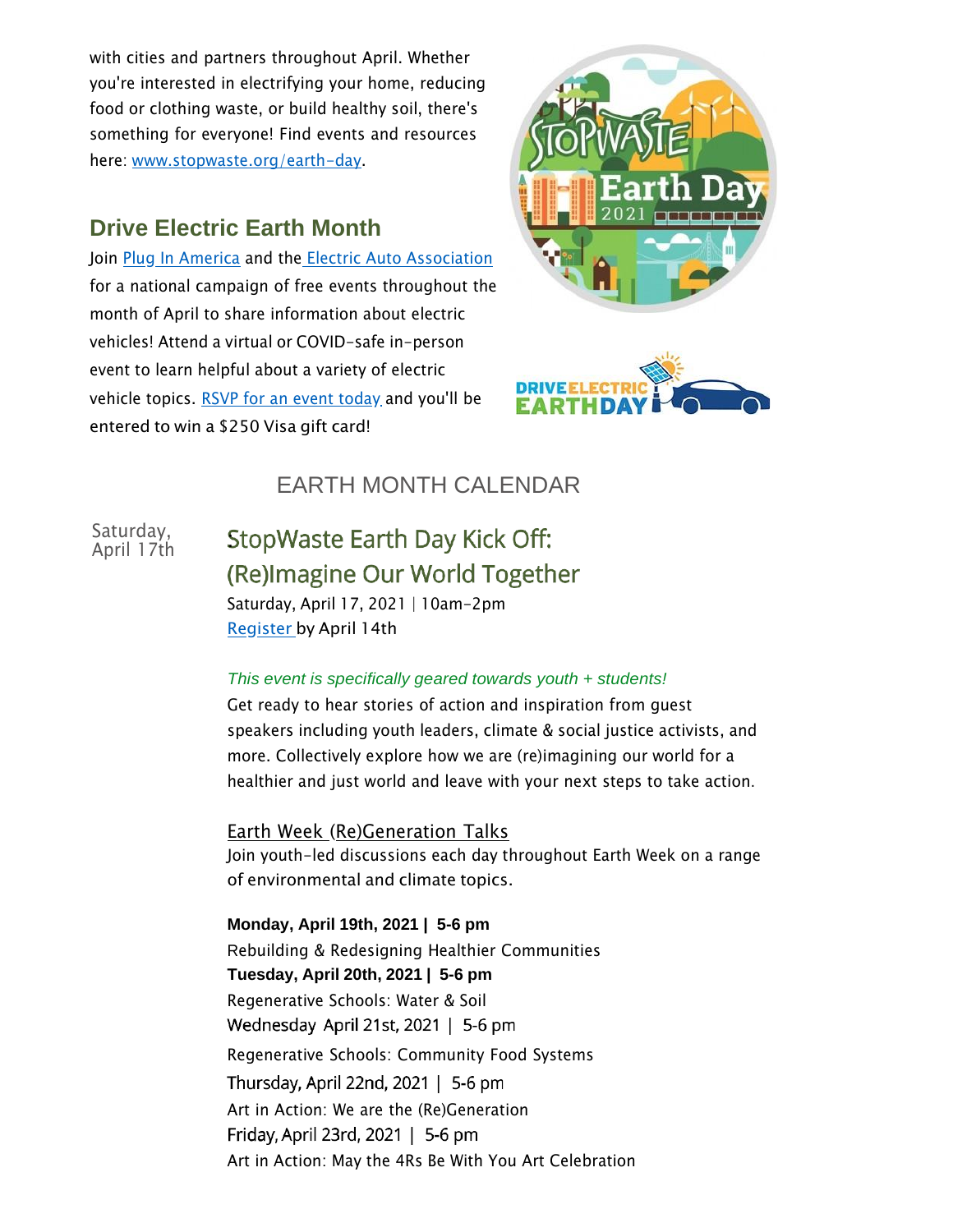with cities and partners throughout April. Whether you're interested in electrifying your home, reducing food or clothing waste, or build healthy soil, there's something for everyone! Find events and resources here: [www.stopwaste.org/earth-day](www.stopwaste.org/earth-day).

## Drive Electric Earth Month

Join Plug In America and the Electric Auto Association for a national campaign of free events throughout the month of April to share information about electric vehicles! Attend a virtual or COVID-safe in-person event to learn helpful about a variety of electric vehicle topics. RSVP for an event today and you'll be entered to win a $250 Visa gift card!

## EARTH MONTH CALENDAR

Saturday, April 17th

### StopWaste Earth Day Kick Off: (Re)Imagine Our World Together

Saturday, April 17, 2021 | 10am-2pm
Register by April 14th

*This event is specifically geared towards youth + students!*

Get ready to hear stories of action and inspiration from guest speakers including youth leaders, climate & social justice activists, and more. Collectively explore how we are (re)imagining our world for a healthier and just world and leave with your next steps to take action.

Earth Week (Re)Generation Talks

Join youth-led discussions each day throughout Earth Week on a range of environmental and climate topics.

**Monday, April 19th, 2021 | 5-6 pm**
Rebuilding & Redesigning Healthier Communities
**Tuesday, April 20th, 2021 | 5-6 pm**
Regenerative Schools: Water & Soil
Wednesday April 21st, 2021 | 5-6 pm
Regenerative Schools: Community Food Systems
Thursday, April 22nd, 2021 | 5-6 pm
Art in Action: We are the (Re)Generation
Friday, April 23rd, 2021 | 5-6 pm
Art in Action: May the 4Rs Be With You Art Celebration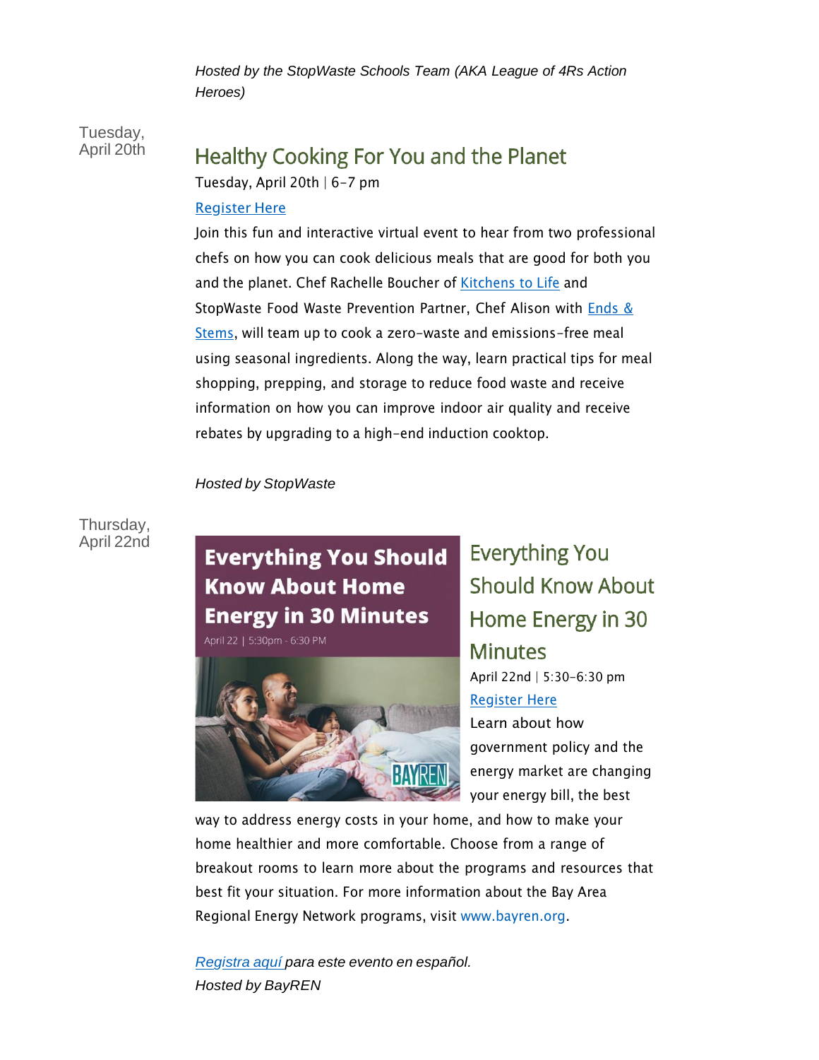*Hosted by the StopWaste Schools Team (AKA League of 4Rs Action Heroes)*

Tuesday, April 20th

## Healthy Cooking For You and the Planet

Tuesday, April 20th | 6-7 pm

[Register Here]

Join this fun and interactive virtual event to hear from two professional chefs on how you can cook delicious meals that are good for both you and the planet. Chef Rachelle Boucher of [Kitchens to Life] and StopWaste Food Waste Prevention Partner, Chef Alison with [Ends & Stems], will team up to cook a zero-waste and emissions-free meal using seasonal ingredients. Along the way, learn practical tips for meal shopping, prepping, and storage to reduce food waste and receive information on how you can improve indoor air quality and receive rebates by upgrading to a high-end induction cooktop.

*Hosted by StopWaste*

Thursday, April 22nd

**Everything You Should Know About Home Energy in 30 Minutes**

April 22 | 5:30pm - 6:30 PM

BAYREN

## Everything You Should Know About Home Energy in 30 Minutes

April 22nd | 5:30-6:30 pm

[Register Here]

Learn about how government policy and the energy market are changing your energy bill, the best way to address energy costs in your home, and how to make your home healthier and more comfortable. Choose from a range of breakout rooms to learn more about the programs and resources that best fit your situation. For more information about the Bay Area Regional Energy Network programs, visit www.bayren.org.

*[Registra aquí] para este evento en español.*
*Hosted by BayREN*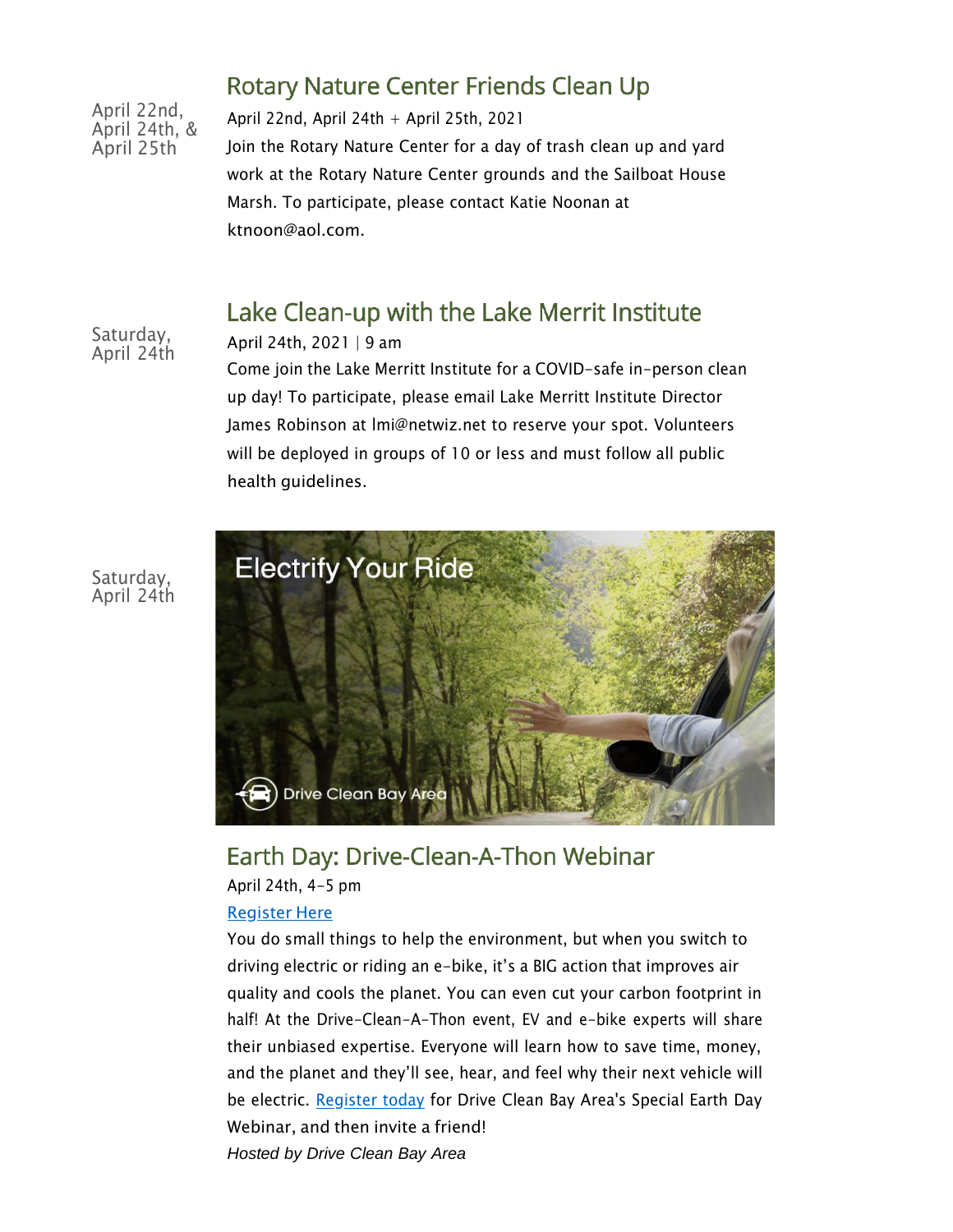April 22nd, April 24th, & April 25th

## Rotary Nature Center Friends Clean Up

April 22nd, April 24th + April 25th, 2021

Join the Rotary Nature Center for a day of trash clean up and yard work at the Rotary Nature Center grounds and the Sailboat House Marsh. To participate, please contact Katie Noonan at ktnoon@aol.com.

Saturday, April 24th

## Lake Clean-up with the Lake Merrit Institute

April 24th, 2021 | 9 am

Come join the Lake Merritt Institute for a COVID-safe in-person clean up day! To participate, please email Lake Merritt Institute Director James Robinson at lmi@netwiz.net to reserve your spot. Volunteers will be deployed in groups of 10 or less and must follow all public health guidelines.

Saturday, April 24th

## Earth Day: Drive-Clean-A-Thon Webinar

April 24th, 4-5 pm

Register Here

You do small things to help the environment, but when you switch to driving electric or riding an e-bike, it's a BIG action that improves air quality and cools the planet. You can even cut your carbon footprint in half! At the Drive-Clean-A-Thon event, EV and e-bike experts will share their unbiased expertise. Everyone will learn how to save time, money, and the planet and they'll see, hear, and feel why their next vehicle will be electric. Register today for Drive Clean Bay Area's Special Earth Day Webinar, and then invite a friend!

*Hosted by Drive Clean Bay Area*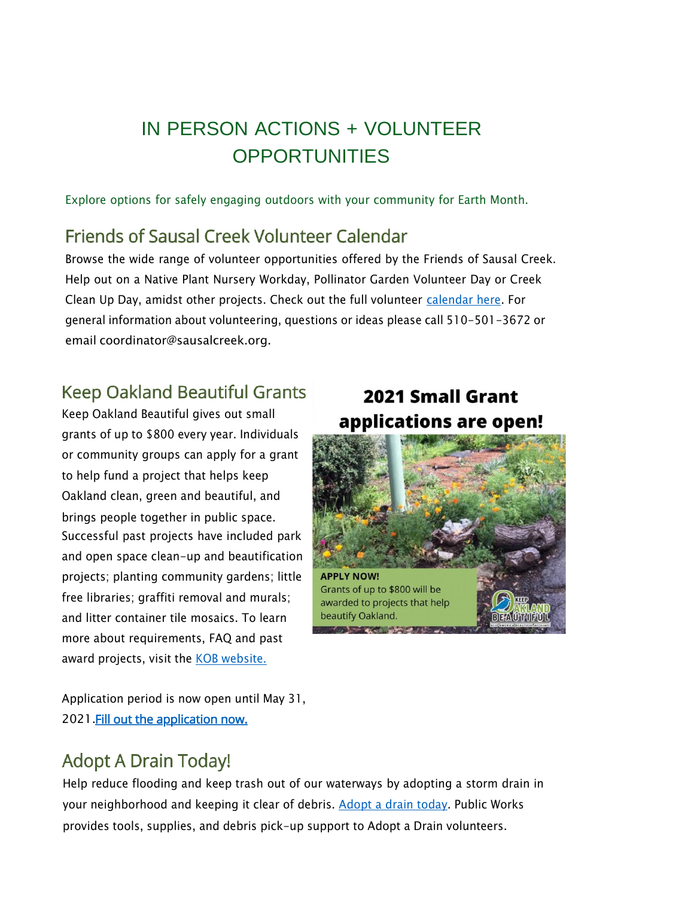# IN PERSON ACTIONS + VOLUNTEER OPPORTUNITIES

Explore options for safely engaging outdoors with your community for Earth Month.

## Friends of Sausal Creek Volunteer Calendar

Browse the wide range of volunteer opportunities offered by the Friends of Sausal Creek. Help out on a Native Plant Nursery Workday, Pollinator Garden Volunteer Day or Creek Clean Up Day, amidst other projects. Check out the full volunteer calendar here. For general information about volunteering, questions or ideas please call 510-501-3672 or email coordinator@sausalcreek.org.

## Keep Oakland Beautiful Grants

Keep Oakland Beautiful gives out small grants of up to $800 every year. Individuals or community groups can apply for a grant to help fund a project that helps keep Oakland clean, green and beautiful, and brings people together in public space. Successful past projects have included park and open space clean-up and beautification projects; planting community gardens; little free libraries; graffiti removal and murals; and litter container tile mosaics. To learn more about requirements, FAQ and past award projects, visit the KOB website.

**2021 Small Grant applications are open!**

**APPLY NOW!**
Grants of up to $800 will be awarded to projects that help beautify Oakland.

Application period is now open until May 31, 2021. Fill out the application now.

## Adopt A Drain Today!

Help reduce flooding and keep trash out of our waterways by adopting a storm drain in your neighborhood and keeping it clear of debris. Adopt a drain today. Public Works provides tools, supplies, and debris pick-up support to Adopt a Drain volunteers.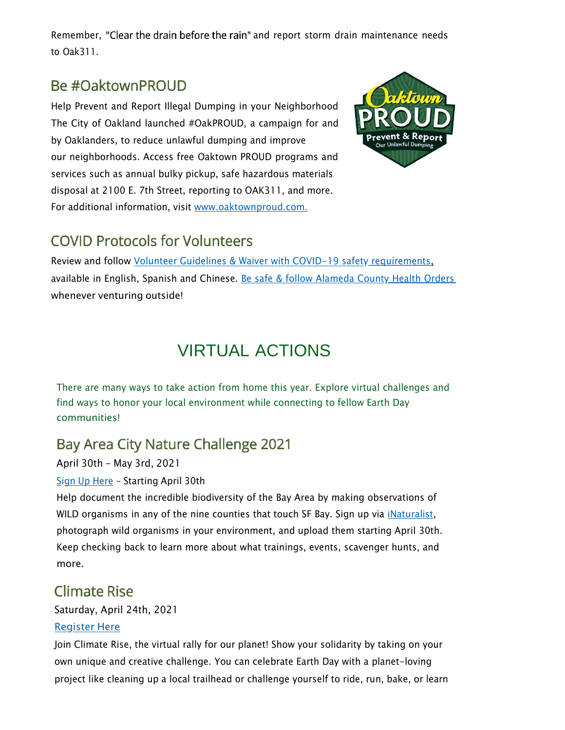Remember, "Clear the drain before the rain" and report storm drain maintenance needs to Oak311.

## Be #OaktownPROUD

Help Prevent and Report Illegal Dumping in your Neighborhood
The City of Oakland launched #OakPROUD, a campaign for and by Oaklanders, to reduce unlawful dumping and improve our neighborhoods. Access free Oaktown PROUD programs and services such as annual bulky pickup, safe hazardous materials disposal at 2100 E. 7th Street, reporting to OAK311, and more. For additional information, visit [www.oaktownproud.com.](www.oaktownproud.com)

## COVID Protocols for Volunteers

Review and follow Volunteer Guidelines & Waiver with COVID-19 safety requirements, available in English, Spanish and Chinese. Be safe & follow Alameda County Health Orders whenever venturing outside!

# VIRTUAL ACTIONS

There are many ways to take action from home this year. Explore virtual challenges and find ways to honor your local environment while connecting to fellow Earth Day communities!

## Bay Area City Nature Challenge 2021

April 30th - May 3rd, 2021

Sign Up Here - Starting April 30th

Help document the incredible biodiversity of the Bay Area by making observations of WILD organisms in any of the nine counties that touch SF Bay. Sign up via iNaturalist, photograph wild organisms in your environment, and upload them starting April 30th. Keep checking back to learn more about what trainings, events, scavenger hunts, and more.

## Climate Rise

Saturday, April 24th, 2021

Register Here

Join Climate Rise, the virtual rally for our planet! Show your solidarity by taking on your own unique and creative challenge. You can celebrate Earth Day with a planet-loving project like cleaning up a local trailhead or challenge yourself to ride, run, bake, or learn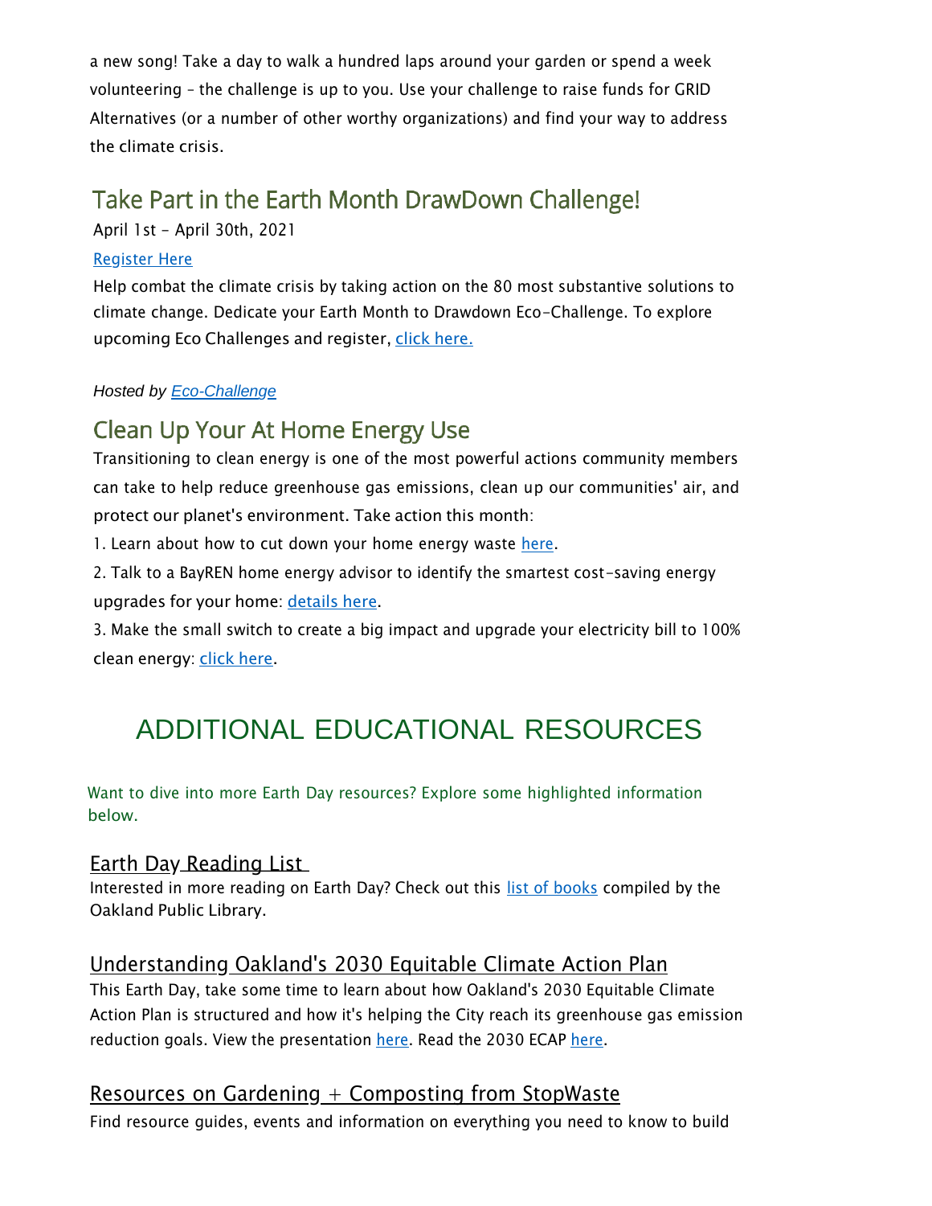a new song! Take a day to walk a hundred laps around your garden or spend a week volunteering – the challenge is up to you. Use your challenge to raise funds for GRID Alternatives (or a number of other worthy organizations) and find your way to address the climate crisis.

## Take Part in the Earth Month DrawDown Challenge!

April 1st – April 30th, 2021

Register Here

Help combat the climate crisis by taking action on the 80 most substantive solutions to climate change. Dedicate your Earth Month to Drawdown Eco-Challenge. To explore upcoming Eco Challenges and register, click here.

*Hosted by Eco-Challenge*

## Clean Up Your At Home Energy Use

Transitioning to clean energy is one of the most powerful actions community members can take to help reduce greenhouse gas emissions, clean up our communities' air, and protect our planet's environment. Take action this month:

1. Learn about how to cut down your home energy waste here.
2. Talk to a BayREN home energy advisor to identify the smartest cost-saving energy upgrades for your home: details here.
3. Make the small switch to create a big impact and upgrade your electricity bill to 100% clean energy: click here.

# ADDITIONAL EDUCATIONAL RESOURCES

Want to dive into more Earth Day resources? Explore some highlighted information below.

### Earth Day Reading List

Interested in more reading on Earth Day? Check out this list of books compiled by the Oakland Public Library.

### Understanding Oakland's 2030 Equitable Climate Action Plan

This Earth Day, take some time to learn about how Oakland's 2030 Equitable Climate Action Plan is structured and how it's helping the City reach its greenhouse gas emission reduction goals. View the presentation here. Read the 2030 ECAP here.

### Resources on Gardening + Composting from StopWaste

Find resource guides, events and information on everything you need to know to build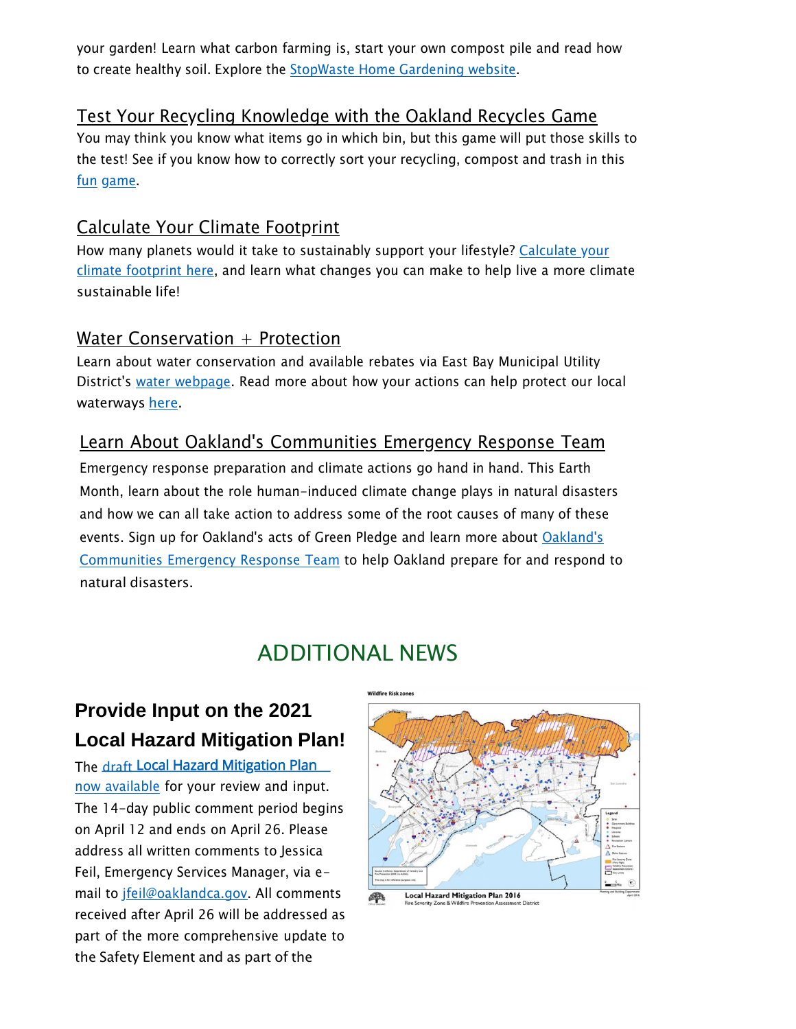your garden! Learn what carbon farming is, start your own compost pile and read how to create healthy soil. Explore the StopWaste Home Gardening website.

### Test Your Recycling Knowledge with the Oakland Recycles Game

You may think you know what items go in which bin, but this game will put those skills to the test! See if you know how to correctly sort your recycling, compost and trash in this fun game.

### Calculate Your Climate Footprint

How many planets would it take to sustainably support your lifestyle? Calculate your climate footprint here, and learn what changes you can make to help live a more climate sustainable life!

### Water Conservation + Protection

Learn about water conservation and available rebates via East Bay Municipal Utility District's water webpage. Read more about how your actions can help protect our local waterways here.

### Learn About Oakland's Communities Emergency Response Team

Emergency response preparation and climate actions go hand in hand. This Earth Month, learn about the role human-induced climate change plays in natural disasters and how we can all take action to address some of the root causes of many of these events. Sign up for Oakland's acts of Green Pledge and learn more about Oakland's Communities Emergency Response Team to help Oakland prepare for and respond to natural disasters.

## ADDITIONAL NEWS

### Provide Input on the 2021 Local Hazard Mitigation Plan!

The draft Local Hazard Mitigation Plan now available for your review and input. The 14-day public comment period begins on April 12 and ends on April 26. Please address all written comments to Jessica Feil, Emergency Services Manager, via e-mail to jfeil@oaklandca.gov. All comments received after April 26 will be addressed as part of the more comprehensive update to the Safety Element and as part of the

Wildfire Risk zones

Local Hazard Mitigation Plan 2016
Fire Severity Zone & Wildfire Prevention Assessment District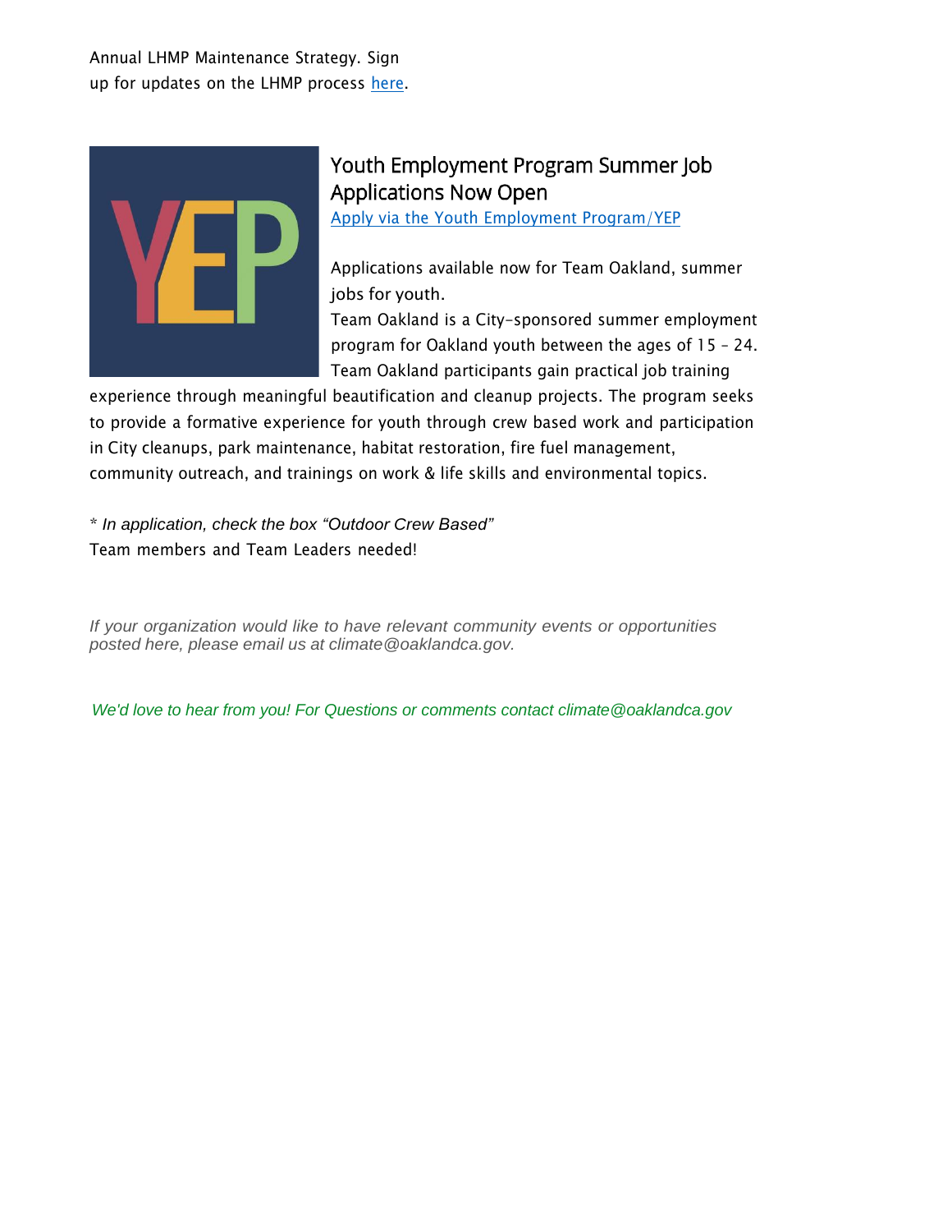Annual LHMP Maintenance Strategy. Sign up for updates on the LHMP process here.

## Youth Employment Program Summer Job Applications Now Open

Apply via the Youth Employment Program/YEP

Applications available now for Team Oakland, summer jobs for youth.

Team Oakland is a City-sponsored summer employment program for Oakland youth between the ages of 15 – 24. Team Oakland participants gain practical job training experience through meaningful beautification and cleanup projects. The program seeks to provide a formative experience for youth through crew based work and participation in City cleanups, park maintenance, habitat restoration, fire fuel management, community outreach, and trainings on work & life skills and environmental topics.

* *In application, check the box "Outdoor Crew Based"*

Team members and Team Leaders needed!

*If your organization would like to have relevant community events or opportunities posted here, please email us at climate@oaklandca.gov.*

*We'd love to hear from you! For Questions or comments contact climate@oaklandca.gov*